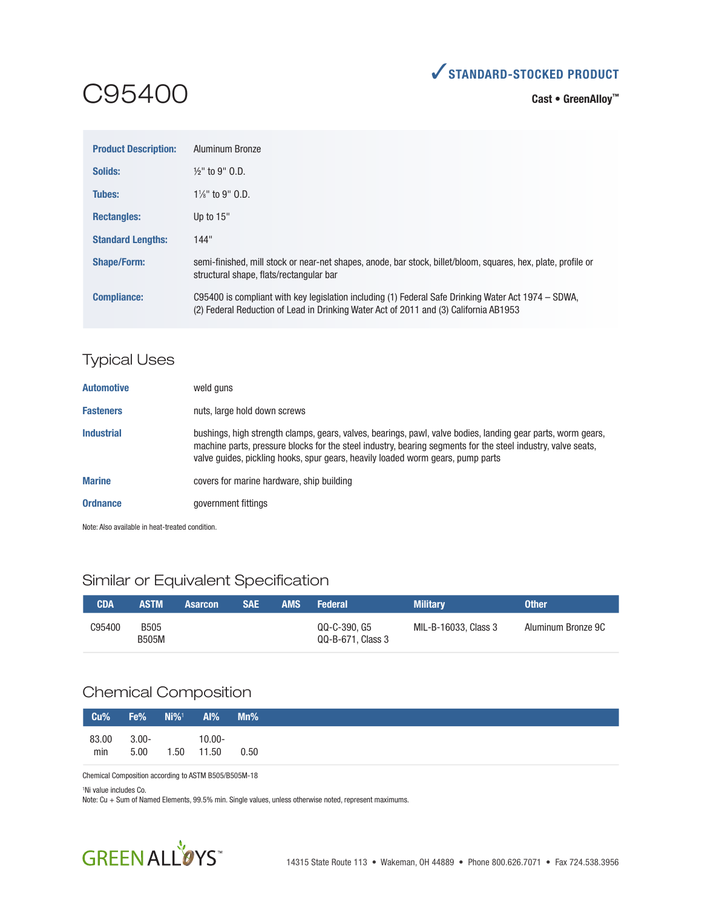# C95400

✓ **STANDARD-STOCKED PRODUCT**

**Cast • GreenAlloy™**

| | |
|---|---|
| **Product Description:** | Aluminum Bronze |
| **Solids:** | ½" to 9" O.D. |
| **Tubes:** | 1⅛" to 9" O.D. |
| **Rectangles:** | Up to 15" |
| **Standard Lengths:** | 144" |
| **Shape/Form:** | semi-finished, mill stock or near-net shapes, anode, bar stock, billet/bloom, squares, hex, plate, profile or structural shape, flats/rectangular bar |
| **Compliance:** | C95400 is compliant with key legislation including (1) Federal Safe Drinking Water Act 1974 – SDWA, (2) Federal Reduction of Lead in Drinking Water Act of 2011 and (3) California AB1953 |

## Typical Uses

| | |
|---|---|
| **Automotive** | weld guns |
| **Fasteners** | nuts, large hold down screws |
| **Industrial** | bushings, high strength clamps, gears, valves, bearings, pawl, valve bodies, landing gear parts, worm gears, machine parts, pressure blocks for the steel industry, bearing segments for the steel industry, valve seats, valve guides, pickling hooks, spur gears, heavily loaded worm gears, pump parts |
| **Marine** | covers for marine hardware, ship building |
| **Ordnance** | government fittings |

Note: Also available in heat-treated condition.

## Similar or Equivalent Specification

| CDA | ASTM | Asarcon | SAE | AMS | Federal | Military | Other |
|---|---|---|---|---|---|---|---|
| C95400 | B505<br>B505M | | | | QQ-C-390, G5<br>QQ-B-671, Class 3 | MIL-B-16033, Class 3 | Aluminum Bronze 9C |

## Chemical Composition

| Cu% | Fe% | Ni%[1] | Al% | Mn% |
|---|---|---|---|---|
| 83.00 min | 3.00-5.00 | 1.50 | 10.00-11.50 | 0.50 |

Chemical Composition according to ASTM B505/B505M-18

[1]Ni value includes Co.

Note: Cu + Sum of Named Elements, 99.5% min. Single values, unless otherwise noted, represent maximums.

GREEN ALLOYS™

14315 State Route 113 • Wakeman, OH 44889 • Phone 800.626.7071 • Fax 724.538.3956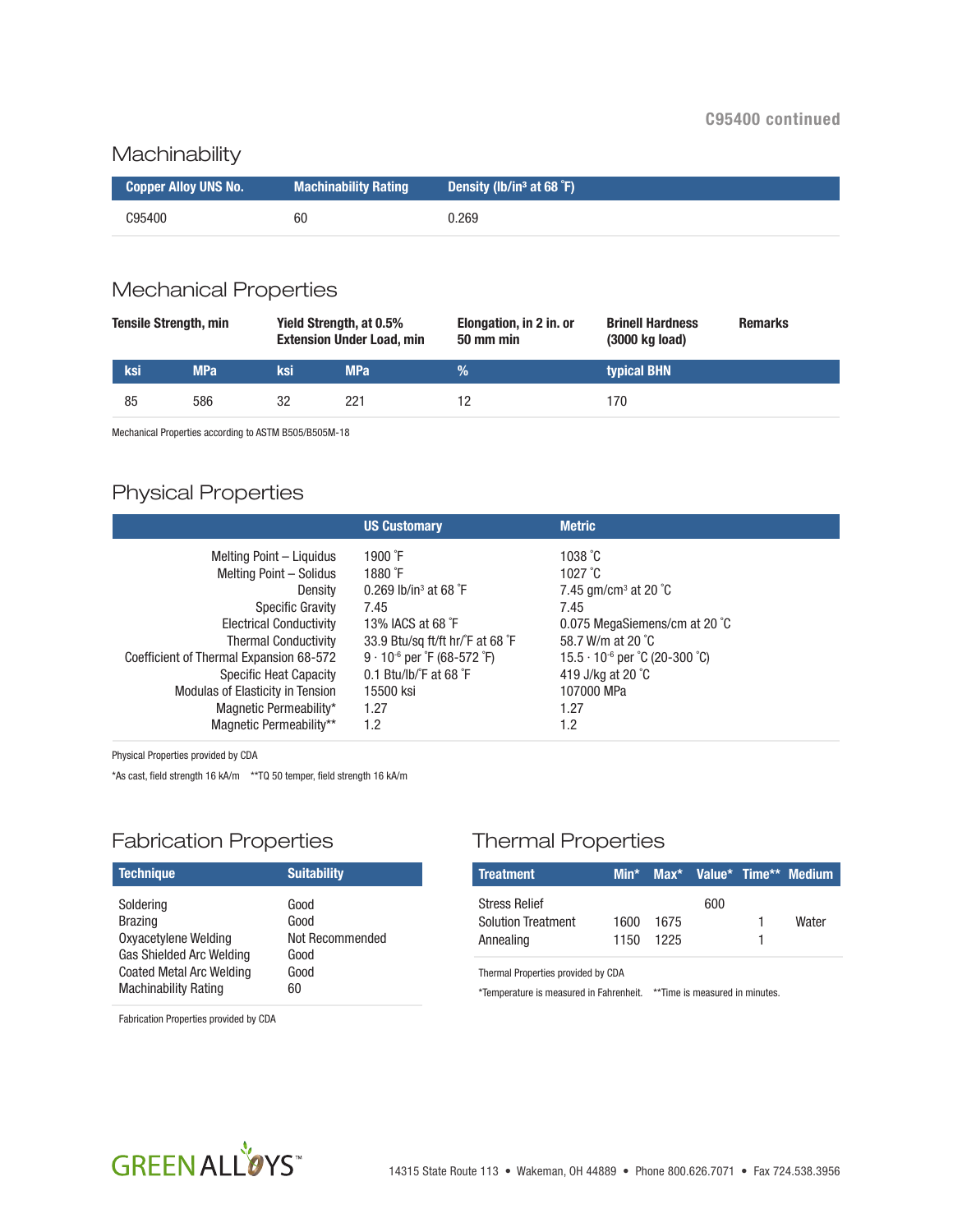C95400 continued

## Machinability

| Copper Alloy UNS No. | Machinability Rating | Density (lb/in³ at 68 ˚F) |
|---|---|---|
| C95400 | 60 | 0.269 |

## Mechanical Properties

| Tensile Strength, min | | Yield Strength, at 0.5% Extension Under Load, min | | Elongation, in 2 in. or 50 mm min | Brinell Hardness (3000 kg load) | Remarks |
|---|---|---|---|---|---|---|
| ksi | MPa | ksi | MPa | % | typical BHN | |
| 85 | 586 | 32 | 221 | 12 | 170 | |

Mechanical Properties according to ASTM B505/B505M-18

## Physical Properties

| | US Customary | Metric |
|---|---|---|
| Melting Point – Liquidus | 1900 ˚F | 1038 ˚C |
| Melting Point – Solidus | 1880 ˚F | 1027 ˚C |
| Density | 0.269 lb/in³ at 68 ˚F | 7.45 gm/cm³ at 20 ˚C |
| Specific Gravity | 7.45 | 7.45 |
| Electrical Conductivity | 13% IACS at 68 ˚F | 0.075 MegaSiemens/cm at 20 ˚C |
| Thermal Conductivity | 33.9 Btu/sq ft/ft hr/˚F at 68 ˚F | 58.7 W/m at 20 ˚C |
| Coefficient of Thermal Expansion 68-572 | $9 \cdot 10^{-6}$ per ˚F (68-572 ˚F) | $15.5 \cdot 10^{-6}$ per ˚C (20-300 ˚C) |
| Specific Heat Capacity | 0.1 Btu/lb/˚F at 68 ˚F | 419 J/kg at 20 ˚C |
| Modulas of Elasticity in Tension | 15500 ksi | 107000 MPa |
| Magnetic Permeability* | 1.27 | 1.27 |
| Magnetic Permeability** | 1.2 | 1.2 |

Physical Properties provided by CDA

*As cast, field strength 16 kA/m **TQ 50 temper, field strength 16 kA/m

## Fabrication Properties

| Technique | Suitability |
|---|---|
| Soldering | Good |
| Brazing | Good |
| Oxyacetylene Welding | Not Recommended |
| Gas Shielded Arc Welding | Good |
| Coated Metal Arc Welding | Good |
| Machinability Rating | 60 |

Fabrication Properties provided by CDA

## Thermal Properties

| Treatment | Min* | Max* | Value* | Time** | Medium |
|---|---|---|---|---|---|
| Stress Relief | | | 600 | | |
| Solution Treatment | 1600 | 1675 | | 1 | Water |
| Annealing | 1150 | 1225 | | 1 | |

Thermal Properties provided by CDA

*Temperature is measured in Fahrenheit. **Time is measured in minutes.

GREEN ALLOYS™

14315 State Route 113 • Wakeman, OH 44889 • Phone 800.626.7071 • Fax 724.538.3956